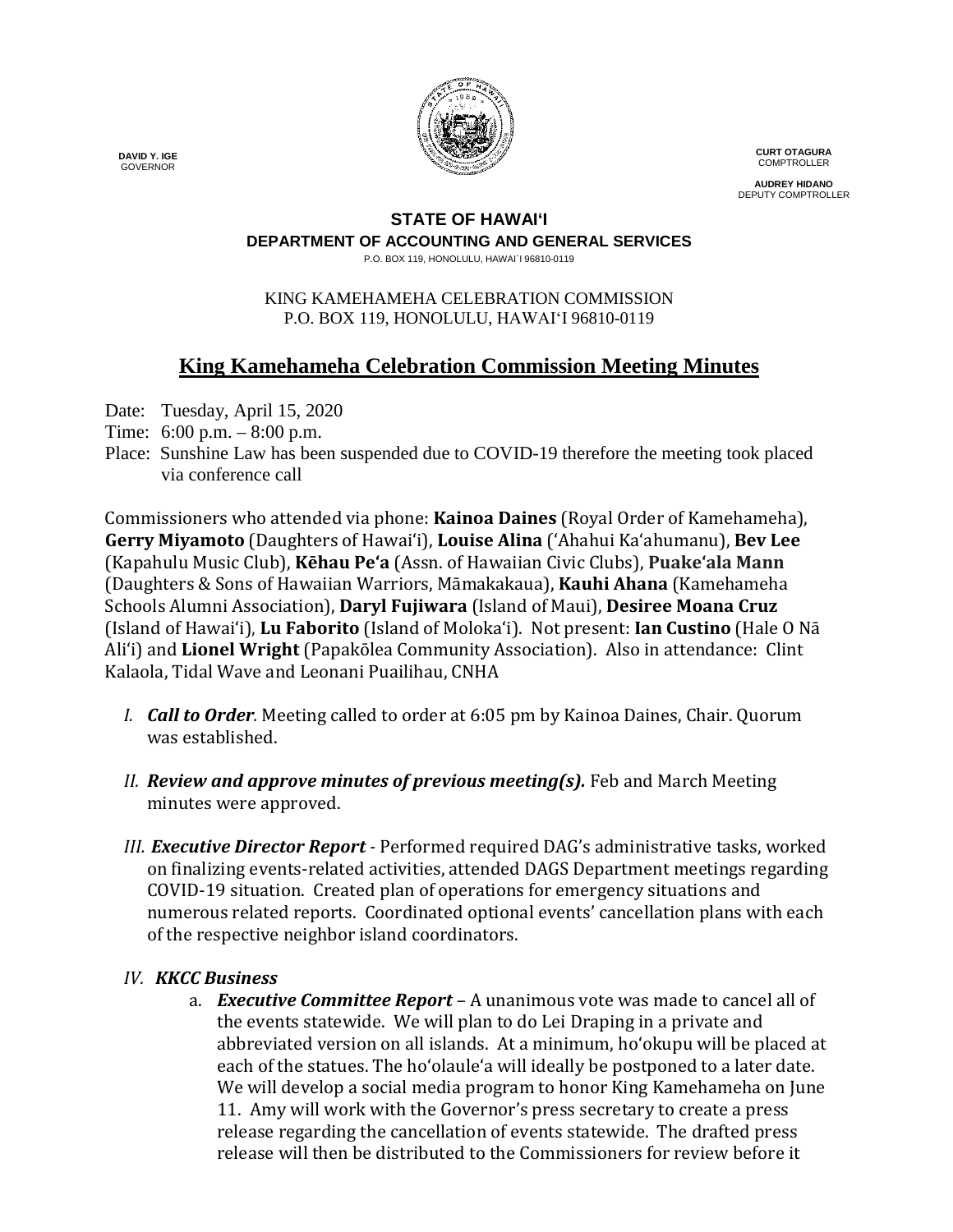DAVID Y. IGE
GOVERNOR

CURT OTAGURA
COMPTROLLER

AUDREY HIDANO
DEPUTY COMPTROLLER

**STATE OF HAWAIʻI**
**DEPARTMENT OF ACCOUNTING AND GENERAL SERVICES**
P.O. BOX 119, HONOLULU, HAWAI`I 96810-0119

KING KAMEHAMEHA CELEBRATION COMMISSION
P.O. BOX 119, HONOLULU, HAWAIʻI 96810-0119

# King Kamehameha Celebration Commission Meeting Minutes

Date: Tuesday, April 15, 2020
Time: 6:00 p.m. – 8:00 p.m.
Place: Sunshine Law has been suspended due to COVID-19 therefore the meeting took placed via conference call

Commissioners who attended via phone: **Kainoa Daines** (Royal Order of Kamehameha), **Gerry Miyamoto** (Daughters of Hawaiʻi), **Louise Alina** (ʻAhahui Kaʻahumanu), **Bev Lee** (Kapahulu Music Club), **Kēhau Peʻa** (Assn. of Hawaiian Civic Clubs), **Puakeʻala Mann** (Daughters & Sons of Hawaiian Warriors, Māmakakaua), **Kauhi Ahana** (Kamehameha Schools Alumni Association), **Daryl Fujiwara** (Island of Maui), **Desiree Moana Cruz** (Island of Hawaiʻi), **Lu Faborito** (Island of Molokaʻi). Not present: **Ian Custino** (Hale O Nā Aliʻi) and **Lionel Wright** (Papakōlea Community Association). Also in attendance: Clint Kalaola, Tidal Wave and Leonani Puailihau, CNHA

I. ***Call to Order.*** Meeting called to order at 6:05 pm by Kainoa Daines, Chair. Quorum was established.

II. ***Review and approve minutes of previous meeting(s).*** Feb and March Meeting minutes were approved.

III. ***Executive Director Report*** - Performed required DAG's administrative tasks, worked on finalizing events-related activities, attended DAGS Department meetings regarding COVID-19 situation. Created plan of operations for emergency situations and numerous related reports. Coordinated optional events' cancellation plans with each of the respective neighbor island coordinators.

IV. ***KKCC Business***
   a. ***Executive Committee Report*** – A unanimous vote was made to cancel all of the events statewide. We will plan to do Lei Draping in a private and abbreviated version on all islands. At a minimum, hoʻokupu will be placed at each of the statues. The hoʻolauleʻa will ideally be postponed to a later date. We will develop a social media program to honor King Kamehameha on June 11. Amy will work with the Governor's press secretary to create a press release regarding the cancellation of events statewide. The drafted press release will then be distributed to the Commissioners for review before it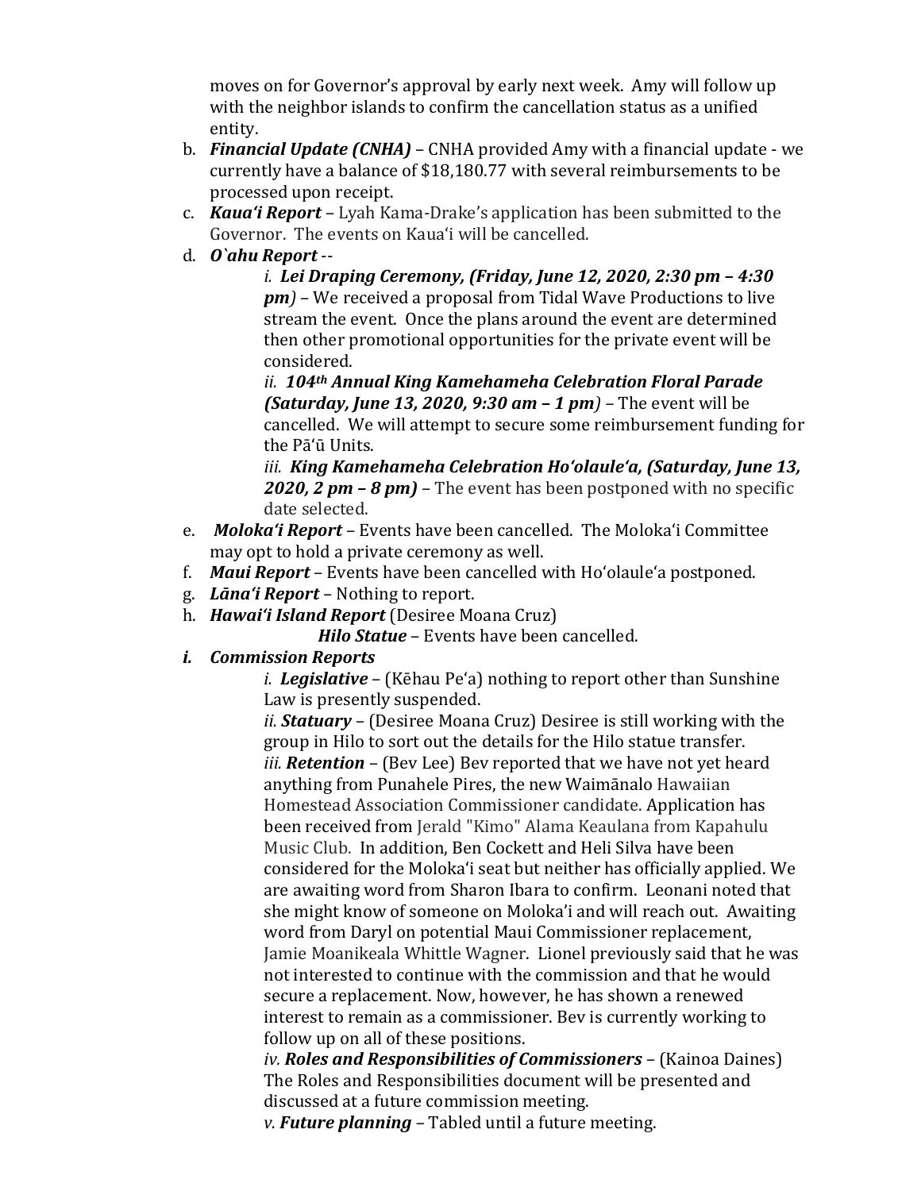moves on for Governor's approval by early next week. Amy will follow up with the neighbor islands to confirm the cancellation status as a unified entity.

b. ***Financial Update (CNHA)*** – CNHA provided Amy with a financial update - we currently have a balance of $18,180.77 with several reimbursements to be processed upon receipt.

c. ***Kaua'i Report*** – Lyah Kama-Drake's application has been submitted to the Governor. The events on Kaua'i will be cancelled.

d. ***O`ahu Report*** --

   *i.* ***Lei Draping Ceremony, (Friday, June 12, 2020, 2:30 pm – 4:30 pm)*** – We received a proposal from Tidal Wave Productions to live stream the event. Once the plans around the event are determined then other promotional opportunities for the private event will be considered.

   *ii.* ***104th Annual King Kamehameha Celebration Floral Parade (Saturday, June 13, 2020, 9:30 am – 1 pm)*** – The event will be cancelled. We will attempt to secure some reimbursement funding for the Pā'ū Units.

   *iii.* ***King Kamehameha Celebration Ho'olaule'a, (Saturday, June 13, 2020, 2 pm – 8 pm)*** – The event has been postponed with no specific date selected.

e. ***Moloka'i Report*** – Events have been cancelled. The Moloka'i Committee may opt to hold a private ceremony as well.

f. ***Maui Report*** – Events have been cancelled with Ho'olaule'a postponed.

g. ***Lāna'i Report*** – Nothing to report.

h. ***Hawai'i Island Report*** (Desiree Moana Cruz)

   ***Hilo Statue*** – Events have been cancelled.

i. ***Commission Reports***

   *i.* ***Legislative*** – (Kēhau Pe'a) nothing to report other than Sunshine Law is presently suspended.

   *ii.* ***Statuary*** – (Desiree Moana Cruz) Desiree is still working with the group in Hilo to sort out the details for the Hilo statue transfer.

   *iii.* ***Retention*** – (Bev Lee) Bev reported that we have not yet heard anything from Punahele Pires, the new Waimānalo Hawaiian Homestead Association Commissioner candidate. Application has been received from Jerald "Kimo" Alama Keaulana from Kapahulu Music Club. In addition, Ben Cockett and Heli Silva have been considered for the Moloka'i seat but neither has officially applied. We are awaiting word from Sharon Ibara to confirm. Leonani noted that she might know of someone on Moloka'i and will reach out. Awaiting word from Daryl on potential Maui Commissioner replacement, Jamie Moanikeala Whittle Wagner. Lionel previously said that he was not interested to continue with the commission and that he would secure a replacement. Now, however, he has shown a renewed interest to remain as a commissioner. Bev is currently working to follow up on all of these positions.

   *iv.* ***Roles and Responsibilities of Commissioners*** – (Kainoa Daines) The Roles and Responsibilities document will be presented and discussed at a future commission meeting.

   *v.* ***Future planning*** – Tabled until a future meeting.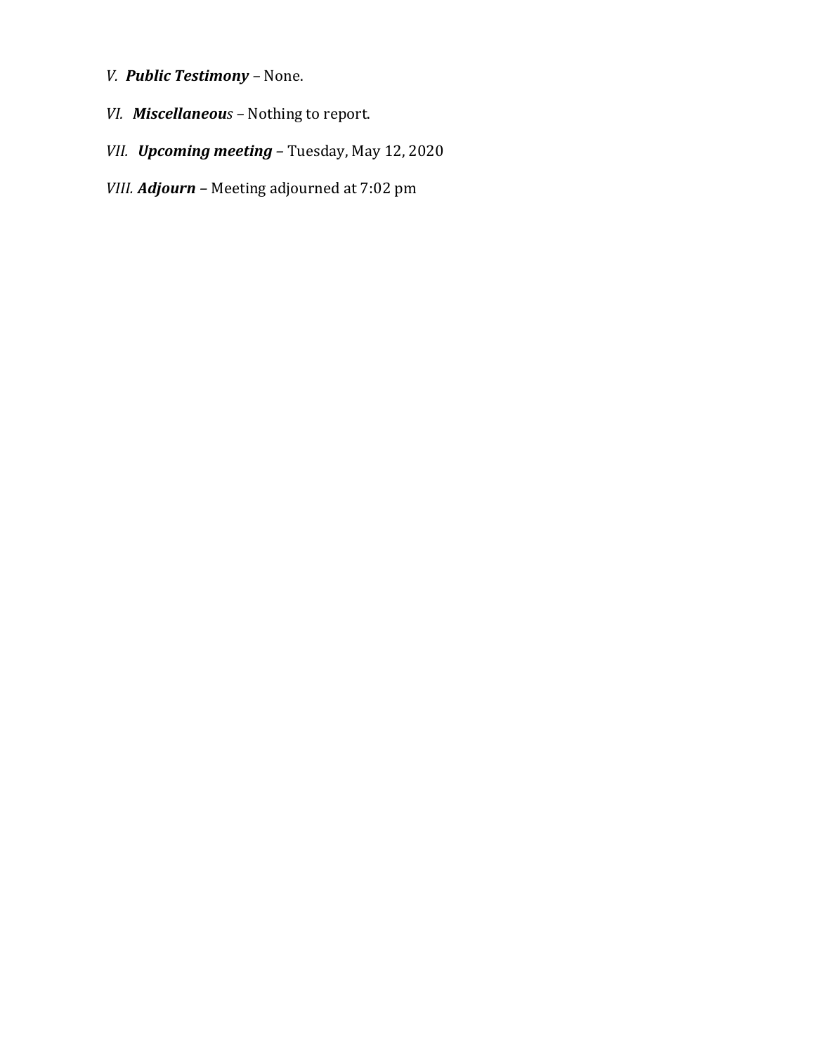*V.* ***Public Testimony*** – None.

*VI.* ***Miscellaneous*** – Nothing to report.

*VII.* ***Upcoming meeting*** – Tuesday, May 12, 2020

*VIII.* ***Adjourn*** – Meeting adjourned at 7:02 pm